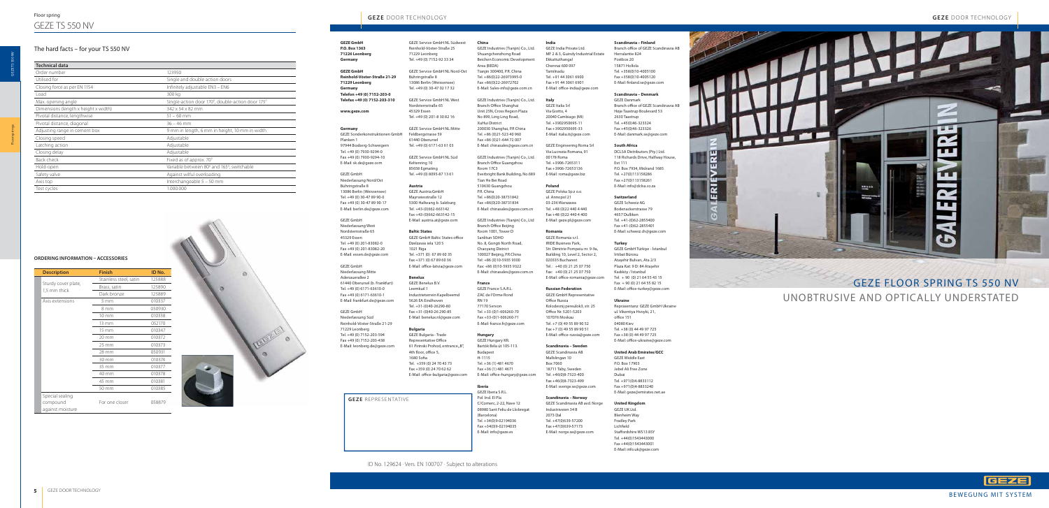Floor spring

# GEZE TS 550 NV

## The hard facts – for your TS 550 NV

| Technical data | |
|---|---|
| Order number | 123950 |
| Utilised for | Single and double action doors |
| Closing force as per EN 1154 | Infinitely adjustable EN3 – EN6 |
| Load | 300 kg |
| Max. opening angle | Single-action door 170°, double-action door 175° |
| Dimensions (length x height x width) | 342 x 54 x 82 mm |
| Pivotal distance, lengthwise | 51 – 60 mm |
| Pivotal distance, diagonal | 36 – 46 mm |
| Adjusting range in cement box | 9 mm in length, 6 mm in height, 10 mm in width |
| Closing speed | Adjustable |
| Latching action | Adjustable |
| Closing delay | Adjustable |
| Back check | Fixed as of approx. 70° |
| Hold-open | Variable between 80° and 165°, switchable |
| Safety valve | Against wilful overloading |
| Axis top | Interchangeable 5 – 50 mm |
| Test cycles | 1.000.000 |

### ORDERING INFORMATION – ACCESSORIES

| Description | Finish | ID No. |
|---|---|---|
| Sturdy cover plate, 1,5 mm thick | Stainless steel, satin | 125888 |
| | Brass, satin | 125890 |
| | Dark bronze | 125889 |
| Axis extensions | 5 mm | 010337 |
| | 8 mm | 050930 |
| | 10 mm | 010338 |
| | 13 mm | 052170 |
| | 15 mm | 010347 |
| | 20 mm | 010372 |
| | 25 mm | 010373 |
| | 28 mm | 050931 |
| | 30 mm | 010374 |
| | 35 mm | 010377 |
| | 40 mm | 010378 |
| | 45 mm | 010381 |
| | 50 mm | 010385 |
| Special sealing compound against moisture | For one closer | 058879 |

## GEZE REPRESENTATIVE

**GEZE GmbH**
**P.O. Box 1363**
**71226 Leonberg**
**Germany**

**GEZE GmbH**
**Reinhold-Vöster-Straße 21-29**
**71229 Leonberg**
**Germany**
**Telefon +49 (0) 7152-203-0**
**Telefax +49 (0) 7152-203-310**

**www.geze.com**

**Germany**
GEZE Sonderkonstruktionen GmbH
Planken 1
97944 Boxberg-Schweigern
Tel. +49 (0) 7930-9294-0
Fax +49 (0) 7930-9294-10
E-Mail: sk.de@geze.com

GEZE GmbH
Niederlassung Nord/Ost
Bühringstraße 8
13086 Berlin (Weissensee)
Tel. +49 (0) 30-47 89 90-0
Fax +49 (0) 30-47 89 90-17
E-Mail: berlin.de@geze.com

GEZE GmbH
Niederlassung West
Nordsternstraße 65
45329 Essen
Tel. +49 (0) 201-83082-0
Fax +49 (0) 201-83082-20
E-Mail: essen.de@geze.com

GEZE GmbH
Niederlassung Mitte
Adenauerallee 2
61440 Oberursel (b. Frankfurt)
Tel. +49 (0) 6171-63610-0
Fax +49 (0) 6171-63610-1
E-Mail: frankfurt.de@geze.com

GEZE GmbH
Niederlassung Süd
Reinhold-Vöster-Straße 21-29
71229 Leonberg
Tel. +49 (0) 7152-203-594
Fax +49 (0) 7152-203-438
E-Mail: leonberg.de@geze.com

GEZE Service GmbH NL Südwest
Reinhold-Vöster-Straße 25
71229 Leonberg
Tel. +49 (0) 7152-92 33 34

GEZE Service GmbH NL Nord-Ost
Bühringstraße 8
13086 Berlin (Weissensee)
Tel. +49 (0) 30-47 02 17 32

GEZE Service GmbH NL West
Nordsternstraße 65
45329 Essen
Tel. +49 (0) 201-8 30 82 16

GEZE Service GmbH NL Mitte
Feldbergstrasse 59
61440 Oberursel
Tel. +49 (0) 6171-63 61 03

GEZE Service GmbH NL Süd
Keltenring 10
85658 Egmating
Tel. +49 (0) 8095-87 13 61

**Austria**
GEZE Austria GmbH
Mayrwiesstraße 12
5300 Hallwang b. Salzburg
Tel. +43-(0)662-663142
Fax +43-(0)662-663142-15
E-Mail: austria.at@geze.com

**Baltic States**
GEZE GmbH Baltic States office
Dzelzavas iela 120 S
1021 Riga
Tel. +371 (0) 67 89 60 35
Fax +371 (0) 67 89 60 36
E-Mail: office-latvia@geze.com

**Benelux**
GEZE Benelux B.V.
Leemkuil 1
Industrieterrein Kapelbeemd
5626 EA Eindhoven
Tel. +31-(0)40-26290-80
Fax +31-(0)40-26 290-85
E-Mail: benelux.nl@geze.com

**Bulgaria**
GEZE Bulgaria - Trade Representative Office
61 Pirinski Prohod, entrance „B",
4th floor, office 5,
1680 Sofia
Tel. +359 (0) 24 70 43 73
Fax +359 (0) 24 70 62 62
E-Mail: office-bulgaria@geze.com

**China**
GEZE Industries (Tianjin) Co., Ltd.
Shuangchenzhong Road
Beichen Economic Development Area (BEDA)
Tianjin 300400, P.R. China
Tel. +86(0)22-26973995-0
Fax +86(0)22-26972702
E-Mail: Sales-info@geze.com.cn

GEZE Industries (Tianjin) Co., Ltd.
Branch Office Shanghai
Unit 25N, Cross Region Plaza
No.899, Ling Ling Road,
XuHui District
200030 Shanghai, P.R China
Tel. +86 (0)21-523 40 960
Fax +86 (0)21-644 72 007
E-Mail: chinasales@geze.com.cn

GEZE Industries (Tianjin) Co., Ltd.
Branch Office Guangzhou
Room 17C3
Everbright Bank Building, No.689
Tian He Bei Road
510630 Guangzhou
P.R. China
Tel. +86(0)20-38731842
Fax +86(0)20-38731834
E-Mail: chinasales@geze.com.cn

GEZE Industries (Tianjin) Co., Ltd.
Branch Office Beijing
Room 1001, Tower D
Sanlitun SOHO
No. 8, Gongti North Road,
Chaoyang District
100027 Beijing, P.R.China
Tel: +86 (0)10-5935 9300
Fax: +86 (0)10-5935 9322
E-Mail: chinasales@geze.com.cn

**France**
GEZE France S.A.R.L.
ZAC de l'Orme Rond
RN 19
77170 Servon
Tel. +33-(0)1-606260-70
Fax +33-(0)1-606260-71
E-Mail: france.fr@geze.com

**Hungary**
GEZE Hungary Kft.
Bartók Béla út 105-113.
Budapest
H-1115
Tel.:+36 (1) 481 4670
Fax:+36 (1) 481 4671
E-Mail: office-hungary@geze.com

**Iberia**
GEZE Iberia S.R.L.
Pol. Ind. El Pla
C/Comerç, 2-22, Nave 12
08980 Sant Feliu de Llobregat
(Barcelona)
Tel. +34(0)9-02194036
Fax +34(0)9-02194035
E-Mail: info@geze.es

**India**
GEZE India Private Ltd.
MF 2 & 3, Guindy Industrial Estate
Ekkattuthangal
Chennai 600 097
Tamilnadu
Tel. +91 44 3061 6900
Fax +91 44 3061 6901
E-Mail: office-india@geze.com

**Italy**
GEZE Italia Srl
Via Giotto, 4
20040 Cambiago (MI)
Tel. +3902950695-11
Fax +3902950695-33
E-Mail: italia.it@geze.com

GEZE Engineering Roma Srl
Via Lucrezia Romana, 91
00178 Roma
Tel. +3906-7265311
Fax +3906-72653136
E-Mail: roma@geze.biz

**Poland**
GEZE Polska Sp.z o.o.
ul. Annopol 21
03-236 Warszawa
Tel. +48 (0)22 440 4 440
Fax +48 (0)22 440 4 400
E-Mail: geze.pl@geze.com

**Romania**
GEZE Romania s.r.l.
IRIDE Business Park,
Str. Dimitrie Pompeiu nr. 9-9a,
Building 10, Level 2, Sector 2,
020335 Bucharest
Tel.: +40 (0) 21 25 07 750
Fax: +40 (0) 21 25 07 750
E-Mail: office-romania@geze.com

**Russian Federation**
GEZE GmbH Representative Office Russia
Kolodeznyj pereulok3, str. 25
Office № 5201-5203
107076 Moskau
Tel. +7 (0) 49 55 89 90 52
Fax +7 (0) 49 55 89 90 51
E-Mail: office-russia@geze.com

**Scandinavia – Sweden**
GEZE Scandinavia AB
Mallslingan 10
Box 7060
18711 Täby, Sweden
Tel. +46(0)8-7323-400
Fax +46(0)8-7323-499
E-Mail: sverige.se@geze.com

**Scandinavia – Norway**
GEZE Scandinavia AB avd. Norge
Industriveien 34 B
2073 Dal
Tel. +47(0)639-57200
Fax +47(0)639-57173
E-Mail: norge.se@geze.com

**Scandinavia – Finland**
Branch office of GEZE Scandinavia AB
Herralantie 824
Postbox 20
15871 Hollola
Tel. +358(0)10-4005100
Fax +358(0)10-4005120
E-Mail: finland.se@geze.com

**Scandinavia – Denmark**
GEZE Danmark
Branch office of GEZE Scandinavia AB
Høje Taastrup Boulevard 53
2630 Taastrup
Tel. +45(0)46-323324
Fax +45(0)46-323326
E-Mail: danmark.se@geze.com

**South Africa**
DCLSA Distributors (Pty.) Ltd.
118 Richards Drive, Halfway House, Ext 111
P.O. Box 7934, Midrand 1685
Tel. +27(0)113158286
Fax +27(0)113158261
E-Mail: info@dclsa.co.za

**Switzerland**
GEZE Schweiz AG
Bodenackerstrasse 79
4657 Dulliken
Tel. +41-(0)62-2855400
Fax +41-(0)62-2855401
E-Mail: schweiz.ch@geze.com

**Turkey**
GEZE GmbH Türkiye - İstanbul
İrtibat Bürosu
Ataşehir Bulvarı, Ata 2/3
Plaza Kat: 9 D: 84 Ataşehir
Kadıköy / İstanbul
Tel. + 90 (0) 21 64 55 43 15
Fax. + 90 (0) 21 64 55 82 15
E-Mail: office-turkey@geze.com

**Ukraine**
Representanz GEZE GmbH Ukraine
ul. Vikentiya Hvoyki, 21,
office 151
04080 Kiev
Tel. +38 (0) 44 49 97 725
Fax +38 (0) 44 49 97 725
E-Mail: office-ukraine@geze.com

**United Arab Emirates/GCC**
GEZE Middle East
P.O. Box 17903
Jebel Ali Free Zone
Dubai
Tel. +971(0)4-8833112
Fax +971(0)4-8833240
E-Mail: geze@emirates.net.ae

**United Kingdom**
GEZE UK Ltd.
Blenheim Way
Fradley Park
Lichfield
Staffordshire WS13 8SY
Tel. +44(0)1543443000
Fax +44(0)1543443001
E-Mail: info.uk@geze.com

# GEZE FLOOR SPRING TS 550 NV

## UNOBTRUSIVE AND OPTICALLY UNDERSTATED

ID No. 129624 · Vers. EN 100707 · Subject to alterations

BEWEGUNG MIT SYSTEM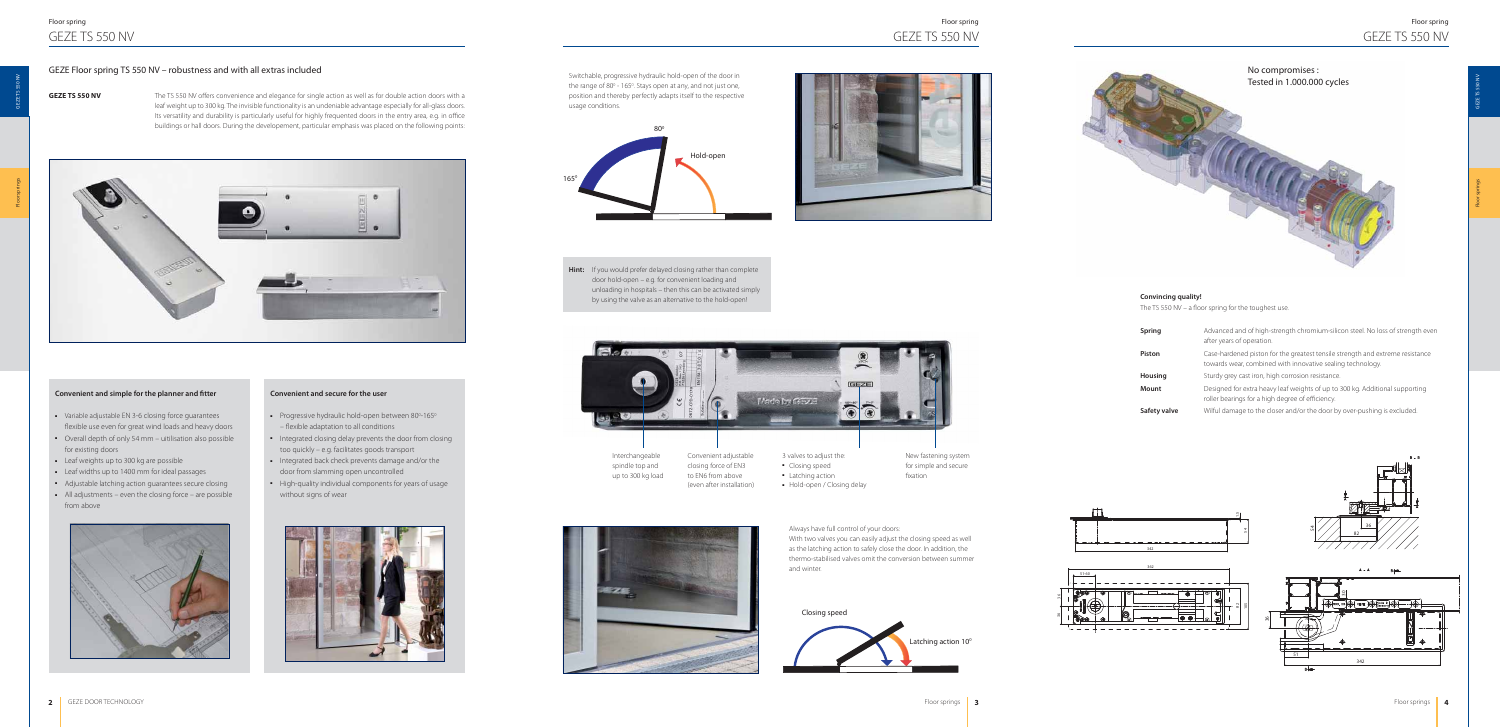## GEZE Floor spring TS 550 NV – robustness and with all extras included

**GEZE TS 550 NV**

The TS 550 NV offers convenience and elegance for single action as well as for double action doors with a leaf weight up to 300 kg. The invisible functionality is an undeniable advantage especially for all-glass doors. Its versatility and durability is particularly useful for highly frequented doors in the entry area, e.g. in office buildings or hall doors. During the developement, particular emphasis was placed on the following points:

### Convenient and simple for the planner and fitter

- Variable adjustable EN 3-6 closing force guarantees flexible use even for great wind loads and heavy doors
- Overall depth of only 54 mm – utilisation also possible for existing doors
- Leaf weights up to 300 kg are possible
- Leaf widths up to 1400 mm for ideal passages
- Adjustable latching action guarantees secure closing
- All adjustments – even the closing force – are possible from above

### Convenient and secure for the user

- Progressive hydraulic hold-open between 80°-165° – flexible adaptation to all conditions
- Integrated closing delay prevents the door from closing too quickly – e.g. facilitates goods transport
- Integrated back check prevents damage and/or the door from slamming open uncontrolled
- High-quality individual components for years of usage without signs of wear

Switchable, progressive hydraulic hold-open of the door in the range of 80° - 165°. Stays open at any, and not just one, position and thereby perfectly adapts itself to the respective usage conditions.

80°

Hold-open

165°

**Hint:** If you would prefer delayed closing rather than complete door hold-open – e.g. for convenient loading and unloading in hospitals – then this can be activated simply by using the valve as an alternative to the hold-open!

Interchangeable spindle top and up to 300 kg load

Convenient adjustable closing force of EN3 to EN6 from above (even after installation)

3 valves to adjust the:
- Closing speed
- Latching action
- Hold-open / Closing delay

New fastening system for simple and secure fixation

Always have full control of your doors:
With two valves you can easily adjust the closing speed as well as the latching action to safely close the door. In addition, the thermo-stabilised valves omit the conversion between summer and winter.

Closing speed

Latching action 10°

No compromises :
Tested in 1.000.000 cycles

**Convincing quality!**

The TS 550 NV – a floor spring for the toughest use.

| | |
|---|---|
| **Spring** | Advanced and of high-strength chromium-silicon steel. No loss of strength even after years of operation |
| **Piston** | Case-hardened piston for the greatest tensile strength and extreme resistance towards wear, combined with innovative sealing technology |
| **Housing** | Sturdy grey cast iron, high corrosion resistance |
| **Mount** | Designed for extra heavy leaf weights of up to 300 kg. Additional supporting roller bearings for a high degree of efficiency. |
| **Safety valve** | Wilful damage to the closer and/or the door by over-pushing is excluded. |